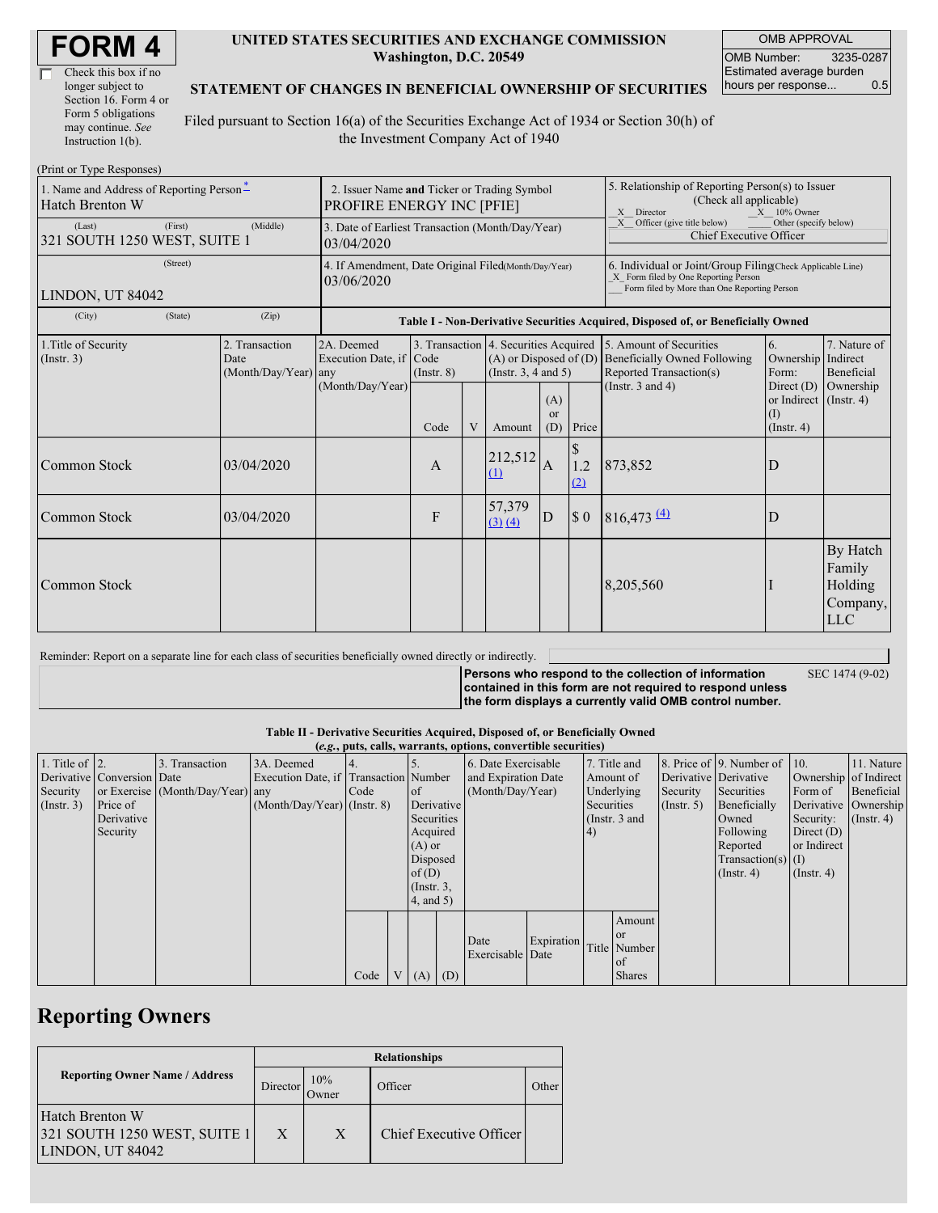# FORM 4

☐ Check this box if no longer subject to Section 16. Form 4 or Form 5 obligations may continue. *See* Instruction 1(b).

**UNITED STATES SECURITIES AND EXCHANGE COMMISSION**
**Washington, D.C. 20549**

**STATEMENT OF CHANGES IN BENEFICIAL OWNERSHIP OF SECURITIES**

Filed pursuant to Section 16(a) of the Securities Exchange Act of 1934 or Section 30(h) of the Investment Company Act of 1940

| OMB APPROVAL | |
|---|---|
| OMB Number: | 3235-0287 |
| Estimated average burden hours per response... | 0.5 |

(Print or Type Responses)

| 1. Name and Address of Reporting Person * | 2. Issuer Name and Ticker or Trading Symbol | 5. Relationship of Reporting Person(s) to Issuer (Check all applicable) |
|---|---|---|
| Hatch Brenton W | PROFIRE ENERGY INC [PFIE] | _X_ Director _X_ 10% Owner _X_ Officer (give title below) ___ Other (specify below) |
| (Last) (First) (Middle) 321 SOUTH 1250 WEST, SUITE 1 | 3. Date of Earliest Transaction (Month/Day/Year) 03/04/2020 | Chief Executive Officer |
| (Street) LINDON, UT 84042 | 4. If Amendment, Date Original Filed (Month/Day/Year) 03/06/2020 | 6. Individual or Joint/Group Filing (Check Applicable Line) _X_ Form filed by One Reporting Person ___ Form filed by More than One Reporting Person |
| (City) (State) (Zip) | | |

**Table I - Non-Derivative Securities Acquired, Disposed of, or Beneficially Owned**

| 1.Title of Security (Instr. 3) | 2. Transaction Date (Month/Day/Year) | 2A. Deemed Execution Date, if any (Month/Day/Year) | 3. Transaction Code (Instr. 8) | | 4. Securities Acquired (A) or Disposed of (D) (Instr. 3, 4 and 5) | | | 5. Amount of Securities Beneficially Owned Following Reported Transaction(s) (Instr. 3 and 4) | 6. Ownership Form: Direct (D) or Indirect (I) (Instr. 4) | 7. Nature of Indirect Beneficial Ownership (Instr. 4) |
|---|---|---|---|---|---|---|---|---|---|---|
| | | | Code | V | Amount | (A) or (D) | Price | | | |
| Common Stock | 03/04/2020 | | A | | 212,512 (1) | A | $ 1.2 (2) | 873,852 | D | |
| Common Stock | 03/04/2020 | | F | | 57,379 (3) (4) | D | $ 0 | 816,473 (4) | D | |
| Common Stock | | | | | | | | 8,205,560 | I | By Hatch Family Holding Company, LLC |

Reminder: Report on a separate line for each class of securities beneficially owned directly or indirectly.

**Persons who respond to the collection of information contained in this form are not required to respond unless the form displays a currently valid OMB control number.** SEC 1474 (9-02)

**Table II - Derivative Securities Acquired, Disposed of, or Beneficially Owned**
**(*e.g.*, puts, calls, warrants, options, convertible securities)**

| 1. Title of Derivative Security (Instr. 3) | 2. Conversion or Exercise Price of Derivative Security | 3. Transaction Date (Month/Day/Year) | 3A. Deemed Execution Date, if any (Month/Day/Year) | 4. Transaction Code (Instr. 8) | | 5. Number of Derivative Securities Acquired (A) or Disposed of (D) (Instr. 3, 4, and 5) | | 6. Date Exercisable and Expiration Date (Month/Day/Year) | | 7. Title and Amount of Underlying Securities (Instr. 3 and 4) | | 8. Price of Derivative Security (Instr. 5) | 9. Number of Derivative Securities Beneficially Owned Following Reported Transaction(s) (Instr. 4) | 10. Ownership Form of Derivative Security: Direct (D) or Indirect (I) (Instr. 4) | 11. Nature of Indirect Beneficial Ownership (Instr. 4) |
|---|---|---|---|---|---|---|---|---|---|---|---|---|---|---|---|
| | | | | Code | V | (A) | (D) | Date Exercisable | Expiration Date | Title | Amount or Number of Shares | | | | |

## Reporting Owners

| Reporting Owner Name / Address | Relationships | | | |
|---|---|---|---|---|
| | Director | 10% Owner | Officer | Other |
| Hatch Brenton W 321 SOUTH 1250 WEST, SUITE 1 LINDON, UT 84042 | X | X | Chief Executive Officer | |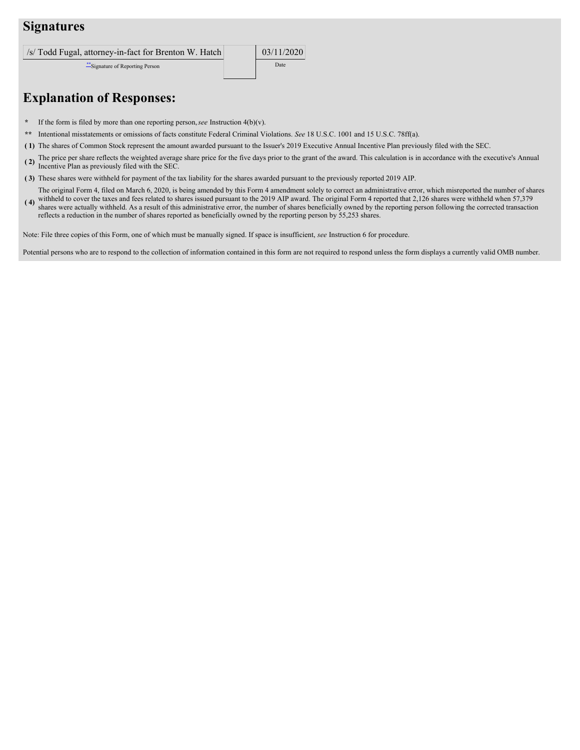## Signatures

| /s/ Todd Fugal, attorney-in-fact for Brenton W. Hatch | | 03/11/2020 |
|---|---|---|
| **Signature of Reporting Person | | Date |

## Explanation of Responses:

- \* If the form is filed by more than one reporting person, *see* Instruction 4(b)(v).
- \*\* Intentional misstatements or omissions of facts constitute Federal Criminal Violations. *See* 18 U.S.C. 1001 and 15 U.S.C. 78ff(a).
- ( 1) The shares of Common Stock represent the amount awarded pursuant to the Issuer's 2019 Executive Annual Incentive Plan previously filed with the SEC.
- ( 2) The price per share reflects the weighted average share price for the five days prior to the grant of the award. This calculation is in accordance with the executive's Annual Incentive Plan as previously filed with the SEC.
- ( 3) These shares were withheld for payment of the tax liability for the shares awarded pursuant to the previously reported 2019 AIP.
- ( 4) The original Form 4, filed on March 6, 2020, is being amended by this Form 4 amendment solely to correct an administrative error, which misreported the number of shares withheld to cover the taxes and fees related to shares issued pursuant to the 2019 AIP award. The original Form 4 reported that 2,126 shares were withheld when 57,379 shares were actually withheld. As a result of this administrative error, the number of shares beneficially owned by the reporting person following the corrected transaction reflects a reduction in the number of shares reported as beneficially owned by the reporting person by 55,253 shares.

Note: File three copies of this Form, one of which must be manually signed. If space is insufficient, *see* Instruction 6 for procedure.

Potential persons who are to respond to the collection of information contained in this form are not required to respond unless the form displays a currently valid OMB number.